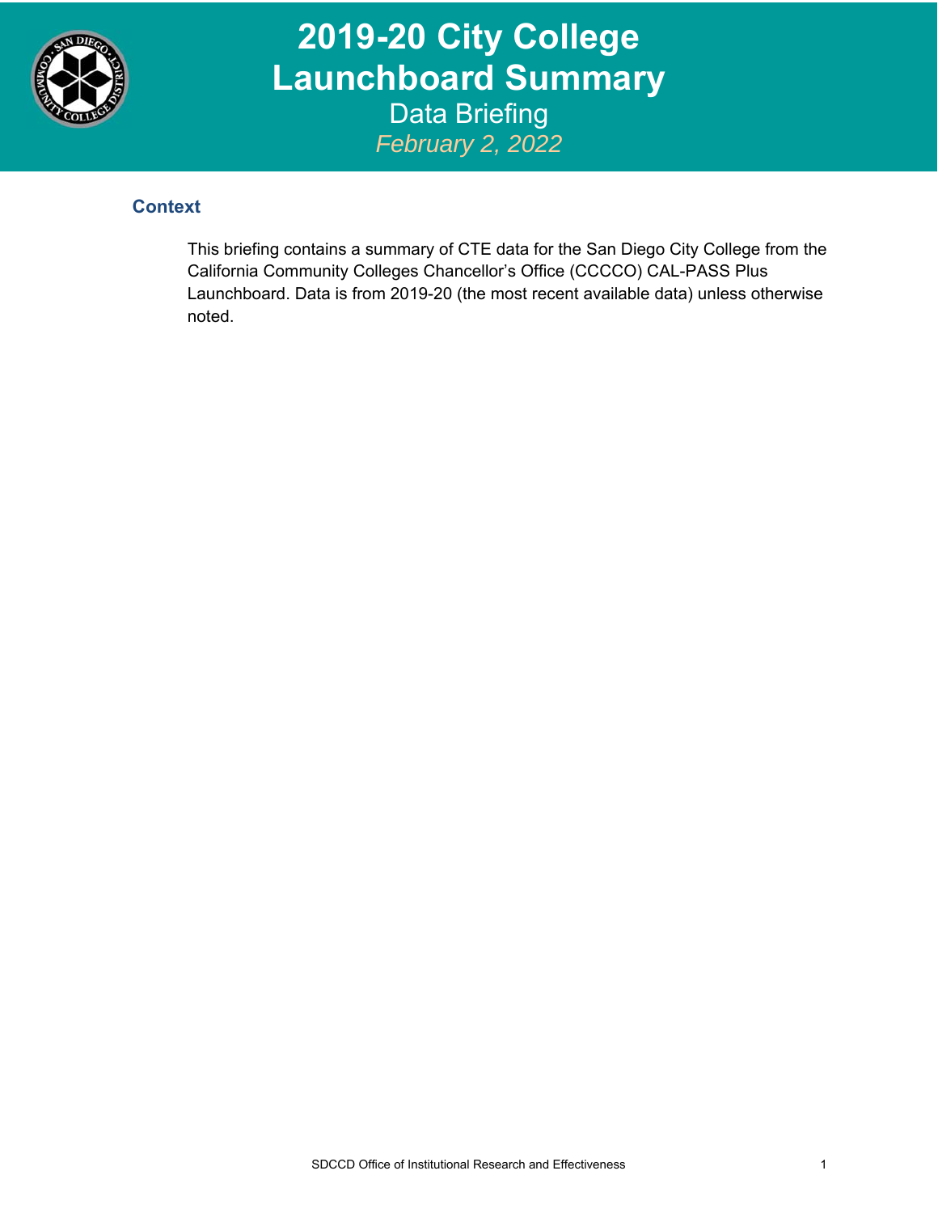# 2019-20 City College Launchboard Summary

Data Briefing

*February 2, 2022*

## Context

This briefing contains a summary of CTE data for the San Diego City College from the California Community Colleges Chancellor's Office (CCCCO) CAL-PASS Plus Launchboard. Data is from 2019-20 (the most recent available data) unless otherwise noted.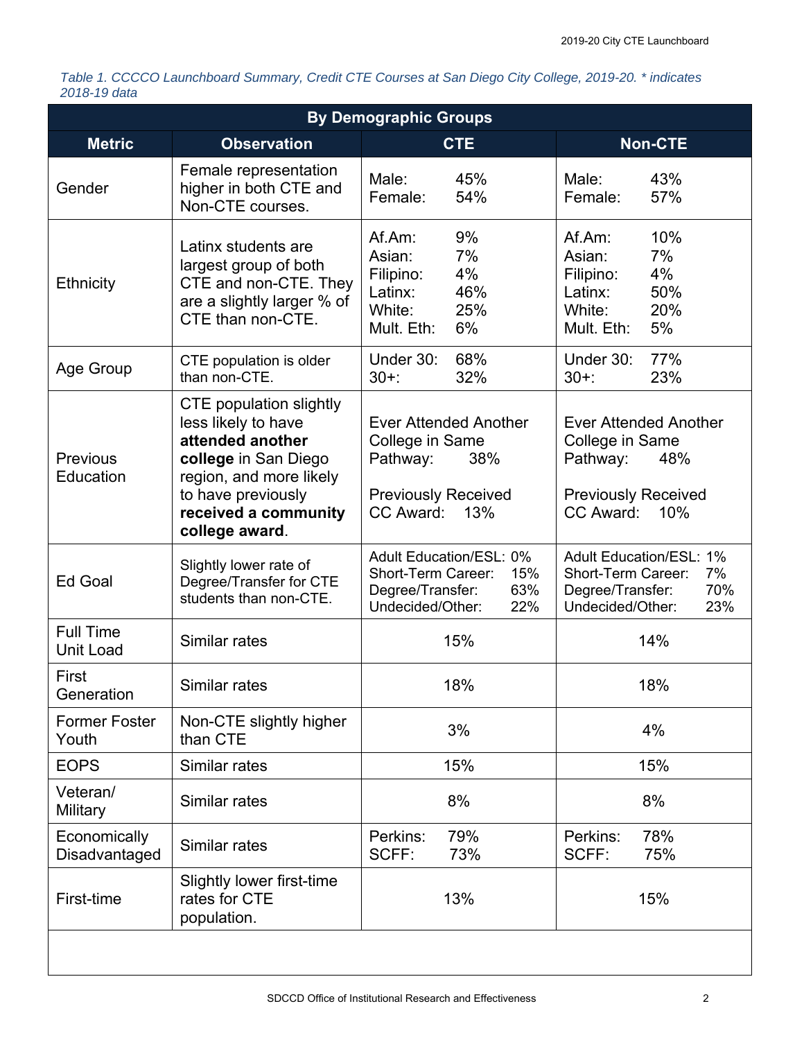*Table 1. CCCCO Launchboard Summary, Credit CTE Courses at San Diego City College, 2019-20. \* indicates 2018-19 data*

| By Demographic Groups | | | |
|---|---|---|---|
| **Metric** | **Observation** | **CTE** | **Non-CTE** |
| Gender | Female representation higher in both CTE and Non-CTE courses. | Male: 45%<br>Female: 54% | Male: 43%<br>Female: 57% |
| Ethnicity | Latinx students are largest group of both CTE and non-CTE. They are a slightly larger % of CTE than non-CTE. | Af.Am: 9%<br>Asian: 7%<br>Filipino: 4%<br>Latinx: 46%<br>White: 25%<br>Mult. Eth: 6% | Af.Am: 10%<br>Asian: 7%<br>Filipino: 4%<br>Latinx: 50%<br>White: 20%<br>Mult. Eth: 5% |
| Age Group | CTE population is older than non-CTE. | Under 30: 68%<br>30+: 32% | Under 30: 77%<br>30+: 23% |
| Previous Education | CTE population slightly less likely to have **attended another college** in San Diego region, and more likely to have previously **received a community college award**. | Ever Attended Another College in Same Pathway: 38%<br><br>Previously Received CC Award: 13% | Ever Attended Another College in Same Pathway: 48%<br><br>Previously Received CC Award: 10% |
| Ed Goal | Slightly lower rate of Degree/Transfer for CTE students than non-CTE. | Adult Education/ESL: 0%<br>Short-Term Career: 15%<br>Degree/Transfer: 63%<br>Undecided/Other: 22% | Adult Education/ESL: 1%<br>Short-Term Career: 7%<br>Degree/Transfer: 70%<br>Undecided/Other: 23% |
| Full Time Unit Load | Similar rates | 15% | 14% |
| First Generation | Similar rates | 18% | 18% |
| Former Foster Youth | Non-CTE slightly higher than CTE | 3% | 4% |
| EOPS | Similar rates | 15% | 15% |
| Veteran/ Military | Similar rates | 8% | 8% |
| Economically Disadvantaged | Similar rates | Perkins: 79%<br>SCFF: 73% | Perkins: 78%<br>SCFF: 75% |
| First-time | Slightly lower first-time rates for CTE population. | 13% | 15% |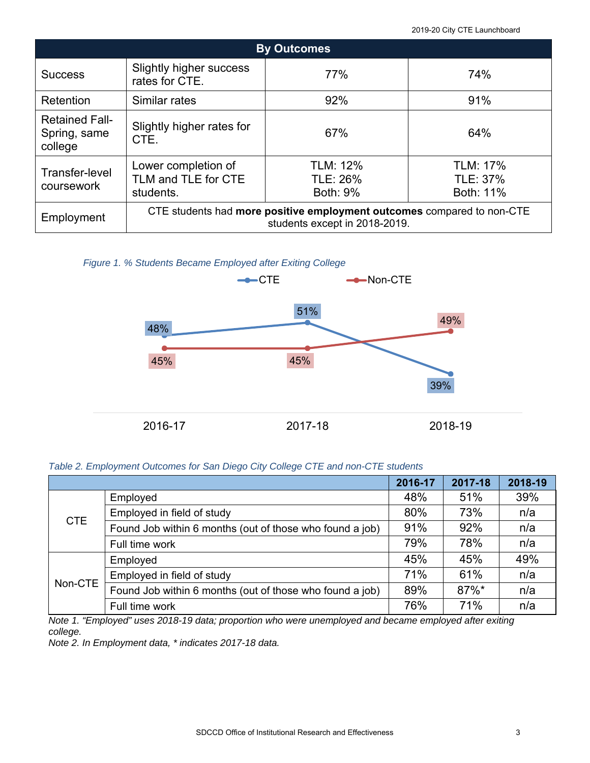| By Outcomes | | | |
|---|---|---|---|
| Success | Slightly higher success rates for CTE. | 77% | 74% |
| Retention | Similar rates | 92% | 91% |
| Retained Fall-Spring, same college | Slightly higher rates for CTE. | 67% | 64% |
| Transfer-level coursework | Lower completion of TLM and TLE for CTE students. | TLM: 12%<br>TLE: 26%<br>Both: 9% | TLM: 17%<br>TLE: 37%<br>Both: 11% |
| Employment | CTE students had **more positive employment outcomes** compared to non-CTE students except in 2018-2019. | | |

*Figure 1. % Students Became Employed after Exiting College*

CTE
Non-CTE

48%
51%
39%
45%
45%
49%

2016-17
2017-18
2018-19

*Table 2. Employment Outcomes for San Diego City College CTE and non-CTE students*

| | | 2016-17 | 2017-18 | 2018-19 |
|---|---|---|---|---|
| CTE | Employed | 48% | 51% | 39% |
| | Employed in field of study | 80% | 73% | n/a |
| | Found Job within 6 months (out of those who found a job) | 91% | 92% | n/a |
| | Full time work | 79% | 78% | n/a |
| Non-CTE | Employed | 45% | 45% | 49% |
| | Employed in field of study | 71% | 61% | n/a |
| | Found Job within 6 months (out of those who found a job) | 89% | 87%* | n/a |
| | Full time work | 76% | 71% | n/a |

*Note 1. “Employed” uses 2018-19 data; proportion who were unemployed and became employed after exiting college.*
*Note 2. In Employment data, * indicates 2017-18 data.*